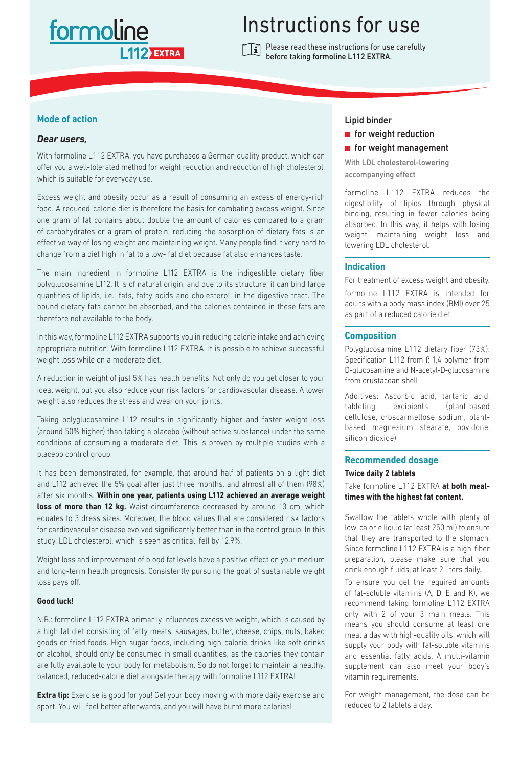formoline
L112 EXTRA

# Instructions for use

Please read these instructions for use carefully before taking **formoline L112 EXTRA**.

## Mode of action

***Dear users,***

With formoline L112 EXTRA, you have purchased a German quality product, which can offer you a well-tolerated method for weight reduction and reduction of high cholesterol, which is suitable for everyday use.

Excess weight and obesity occur as a result of consuming an excess of energy-rich food. A reduced-calorie diet is therefore the basis for combating excess weight. Since one gram of fat contains about double the amount of calories compared to a gram of carbohydrates or a gram of protein, reducing the absorption of dietary fats is an effective way of losing weight and maintaining weight. Many people find it very hard to change from a diet high in fat to a low- fat diet because fat also enhances taste.

The main ingredient in formoline L112 EXTRA is the indigestible dietary fiber polyglucosamine L112. It is of natural origin, and due to its structure, it can bind large quantities of lipids, i.e., fats, fatty acids and cholesterol, in the digestive tract. The bound dietary fats cannot be absorbed, and the calories contained in these fats are therefore not available to the body.

In this way, formoline L112 EXTRA supports you in reducing calorie intake and achieving appropriate nutrition. With formoline L112 EXTRA, it is possible to achieve successful weight loss while on a moderate diet.

A reduction in weight of just 5% has health benefits. Not only do you get closer to your ideal weight, but you also reduce your risk factors for cardiovascular disease. A lower weight also reduces the stress and wear on your joints.

Taking polyglucosamine L112 results in significantly higher and faster weight loss (around 50% higher) than taking a placebo (without active substance) under the same conditions of consuming a moderate diet. This is proven by multiple studies with a placebo control group.

It has been demonstrated, for example, that around half of patients on a light diet and L112 achieved the 5% goal after just three months, and almost all of them (98%) after six months. **Within one year, patients using L112 achieved an average weight loss of more than 12 kg.** Waist circumference decreased by around 13 cm, which equates to 3 dress sizes. Moreover, the blood values that are considered risk factors for cardiovascular disease evolved significantly better than in the control group. In this study, LDL cholesterol, which is seen as critical, fell by 12.9%.

Weight loss and improvement of blood fat levels have a positive effect on your medium and long-term health prognosis. Consistently pursuing the goal of sustainable weight loss pays off.

**Good luck!**

N.B.: formoline L112 EXTRA primarily influences excessive weight, which is caused by a high fat diet consisting of fatty meats, sausages, butter, cheese, chips, nuts, baked goods or fried foods. High-sugar foods, including high-calorie drinks like soft drinks or alcohol, should only be consumed in small quantities, as the calories they contain are fully available to your body for metabolism. So do not forget to maintain a healthy, balanced, reduced-calorie diet alongside therapy with formoline L112 EXTRA!

**Extra tip:** Exercise is good for you! Get your body moving with more daily exercise and sport. You will feel better afterwards, and you will have burnt more calories!

**Lipid binder**

- **for weight reduction**
- **for weight management**

With LDL cholesterol-lowering accompanying effect

formoline L112 EXTRA reduces the digestibility of lipids through physical binding, resulting in fewer calories being absorbed. In this way, it helps with losing weight, maintaining weight loss and lowering LDL cholesterol.

## Indication

For treatment of excess weight and obesity.

formoline L112 EXTRA is intended for adults with a body mass index (BMI) over 25 as part of a reduced calorie diet.

## Composition

Polyglucosamine L112 dietary fiber (73%): Specification L112 from ß-1,4-polymer from D-glucosamine and N-acetyl-D-glucosamine from crustacean shell

Additives: Ascorbic acid, tartaric acid, tableting excipients (plant-based cellulose, croscarmellose sodium, plant-based magnesium stearate, povidone, silicon dioxide)

## Recommended dosage

**Twice daily 2 tablets**

Take formoline L112 EXTRA **at both meal-times with the highest fat content.**

Swallow the tablets whole with plenty of low-calorie liquid (at least 250 ml) to ensure that they are transported to the stomach. Since formoline L112 EXTRA is a high-fiber preparation, please make sure that you drink enough fluids, at least 2 liters daily.

To ensure you get the required amounts of fat-soluble vitamins (A, D, E and K), we recommend taking formoline L112 EXTRA only with 2 of your 3 main meals. This means you should consume at least one meal a day with high-quality oils, which will supply your body with fat-soluble vitamins and essential fatty acids. A multi-vitamin supplement can also meet your body's vitamin requirements.

For weight management, the dose can be reduced to 2 tablets a day.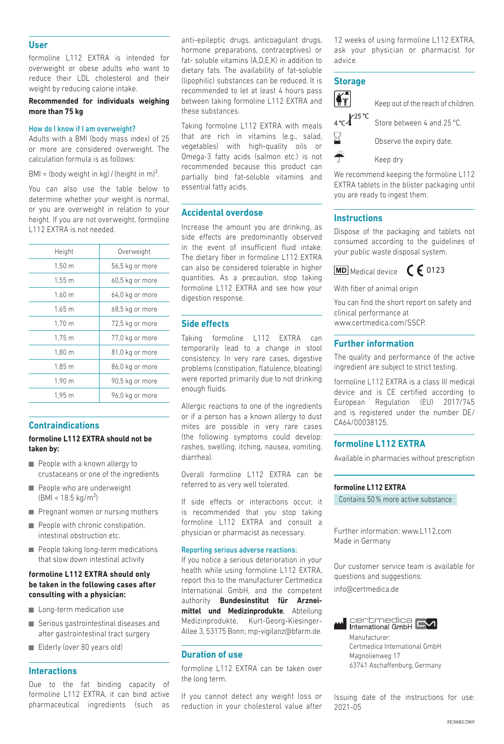## User

formoline L112 EXTRA is intended for overweight or obese adults who want to reduce their LDL cholesterol and their weight by reducing calorie intake.

**Recommended for individuals weighing more than 75 kg**

### How do I know if I am overweight?

Adults with a BMI (body mass index) of 25 or more are considered overweight. The calculation formula is as follows:

BMI = (body weight in kg) / (height in m)$^2$.

You can also use the table below to determine whether your weight is normal, or you are overweight in relation to your height. If you are not overweight, formoline L112 EXTRA is not needed.

| Height | Overweight |
|---|---|
| 1,50 m | 56,5 kg or more |
| 1,55 m | 60,5 kg or more |
| 1,60 m | 64,0 kg or more |
| 1,65 m | 68,5 kg or more |
| 1,70 m | 72,5 kg or more |
| 1,75 m | 77,0 kg or more |
| 1,80 m | 81,0 kg or more |
| 1,85 m | 86,0 kg or more |
| 1,90 m | 90,5 kg or more |
| 1,95 m | 96,0 kg or more |

## Contraindications

**formoline L112 EXTRA should not be taken by:**

- People with a known allergy to crustaceans or one of the ingredients
- People who are underweight (BMI < 18.5 kg/m$^2$)
- Pregnant women or nursing mothers
- People with chronic constipation, intestinal obstruction etc.
- People taking long-term medications that slow down intestinal activity

**formoline L112 EXTRA should only be taken in the following cases after consulting with a physician:**

- Long-term medication use
- Serious gastrointestinal diseases and after gastrointestinal tract surgery
- Elderly (over 80 years old)

## Interactions

Due to the fat binding capacity of formoline L112 EXTRA, it can bind active pharmaceutical ingredients (such as anti-epileptic drugs, anticoagulant drugs, hormone preparations, contraceptives) or fat- soluble vitamins (A,D,E,K) in addition to dietary fats. The availability of fat-soluble (lipophilic) substances can be reduced. It is recommended to let at least 4 hours pass between taking formoline L112 EXTRA and these substances.

Taking formoline L112 EXTRA with meals that are rich in vitamins (e.g., salad, vegetables) with high-quality oils or Omega-3 fatty acids (salmon etc.) is not recommended because this product can partially bind fat-soluble vitamins and essential fatty acids.

## Accidental overdose

Increase the amount you are drinking, as side effects are predominantly observed in the event of insufficient fluid intake. The dietary fiber in formoline L112 EXTRA can also be considered tolerable in higher quantities. As a precaution, stop taking formoline L112 EXTRA and see how your digestion response.

## Side effects

Taking formoline L112 EXTRA can temporarily lead to a change in stool consistency. In very rare cases, digestive problems (constipation, flatulence, bloating) were reported primarily due to not drinking enough fluids.

Allergic reactions to one of the ingredients or if a person has a known allergy to dust mites are possible in very rare cases (the following symptoms could develop: rashes, swelling, itching, nausea, vomiting, diarrhea).

Overall formoline L112 EXTRA can be referred to as very well tolerated.

If side effects or interactions occur, it is recommended that you stop taking formoline L112 EXTRA and consult a physician or pharmacist as necessary.

### Reporting serious adverse reactions:

If you notice a serious deterioration in your health while using formoline L112 EXTRA, report this to the manufacturer Certmedica International GmbH, and the competent authority **Bundesinstitut für Arzneimittel und Medizinprodukte**, Abteilung Medizinprodukte, Kurt-Georg-Kiesinger-Allee 3, 53175 Bonn; mp-vigilanz@bfarm.de.

## Duration of use

formoline L112 EXTRA can be taken over the long term.

If you cannot detect any weight loss or reduction in your cholesterol value after 12 weeks of using formoline L112 EXTRA, ask your physician or pharmacist for advice.

## Storage

Keep out of the reach of children.

4 °C – 25 °C Store between 4 and 25 °C.

Observe the expiry date.

Keep dry

We recommend keeping the formoline L112 EXTRA tablets in the blister packaging until you are ready to ingest them.

## Instructions

Dispose of the packaging and tablets not consumed according to the guidelines of your public waste disposal system.

MD Medical device CE 0123

With fiber of animal origin

You can find the short report on safety and clinical performance at www.certmedica.com/SSCP.

## Further information

The quality and performance of the active ingredient are subject to strict testing.

formoline L112 EXTRA is a class III medical device and is CE certified according to European Regulation (EU) 2017/745 and is registered under the number DE/CA64/00038125.

## formoline L112 EXTRA

Available in pharmacies without prescription

**formoline L112 EXTRA**

Contains 50 % more active substance

Further information: www.L112.com
Made in Germany

Our customer service team is available for questions and suggestions:

info@certmedica.de

certmedica International GmbH

Manufacturer:
Certmedica International GmbH
Magnolienweg 17
63741 Aschaffenburg, Germany

Issuing date of the instructions for use: 2021-05

FE300EU2905